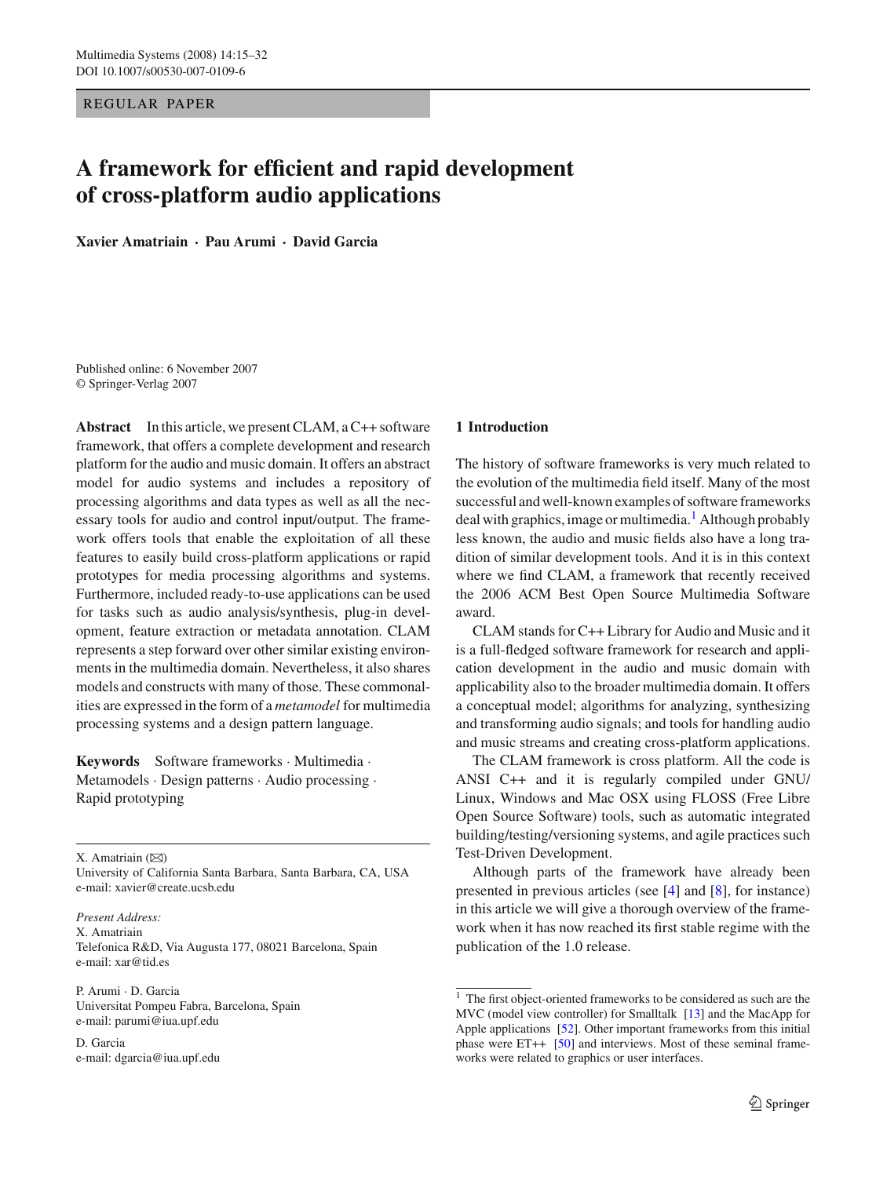REGULAR PAPER

# A framework for efficient and rapid development of cross-platform audio applications

**Xavier Amatriain · Pau Arumi · David Garcia**

Published online: 6 November 2007
© Springer-Verlag 2007

**Abstract** In this article, we present CLAM, a C++ software framework, that offers a complete development and research platform for the audio and music domain. It offers an abstract model for audio systems and includes a repository of processing algorithms and data types as well as all the necessary tools for audio and control input/output. The framework offers tools that enable the exploitation of all these features to easily build cross-platform applications or rapid prototypes for media processing algorithms and systems. Furthermore, included ready-to-use applications can be used for tasks such as audio analysis/synthesis, plug-in development, feature extraction or metadata annotation. CLAM represents a step forward over other similar existing environments in the multimedia domain. Nevertheless, it also shares models and constructs with many of those. These commonalities are expressed in the form of a *metamodel* for multimedia processing systems and a design pattern language.

**Keywords** Software frameworks · Multimedia · Metamodels · Design patterns · Audio processing · Rapid prototyping

X. Amatriain (✉)
University of California Santa Barbara, Santa Barbara, CA, USA
e-mail: xavier@create.ucsb.edu

*Present Address:*
X. Amatriain
Telefonica R&D, Via Augusta 177, 08021 Barcelona, Spain
e-mail: xar@tid.es

P. Arumi · D. Garcia
Universitat Pompeu Fabra, Barcelona, Spain
e-mail: parumi@iua.upf.edu

D. Garcia
e-mail: dgarcia@iua.upf.edu

## 1 Introduction

The history of software frameworks is very much related to the evolution of the multimedia field itself. Many of the most successful and well-known examples of software frameworks deal with graphics, image or multimedia.[1] Although probably less known, the audio and music fields also have a long tradition of similar development tools. And it is in this context where we find CLAM, a framework that recently received the 2006 ACM Best Open Source Multimedia Software award.

CLAM stands for C++ Library for Audio and Music and it is a full-fledged software framework for research and application development in the audio and music domain with applicability also to the broader multimedia domain. It offers a conceptual model; algorithms for analyzing, synthesizing and transforming audio signals; and tools for handling audio and music streams and creating cross-platform applications.

The CLAM framework is cross platform. All the code is ANSI C++ and it is regularly compiled under GNU/Linux, Windows and Mac OSX using FLOSS (Free Libre Open Source Software) tools, such as automatic integrated building/testing/versioning systems, and agile practices such Test-Driven Development.

Although parts of the framework have already been presented in previous articles (see [4] and [8], for instance) in this article we will give a thorough overview of the framework when it has now reached its first stable regime with the publication of the 1.0 release.

[1] The first object-oriented frameworks to be considered as such are the MVC (model view controller) for Smalltalk [13] and the MacApp for Apple applications [52]. Other important frameworks from this initial phase were ET++ [50] and interviews. Most of these seminal frameworks were related to graphics or user interfaces.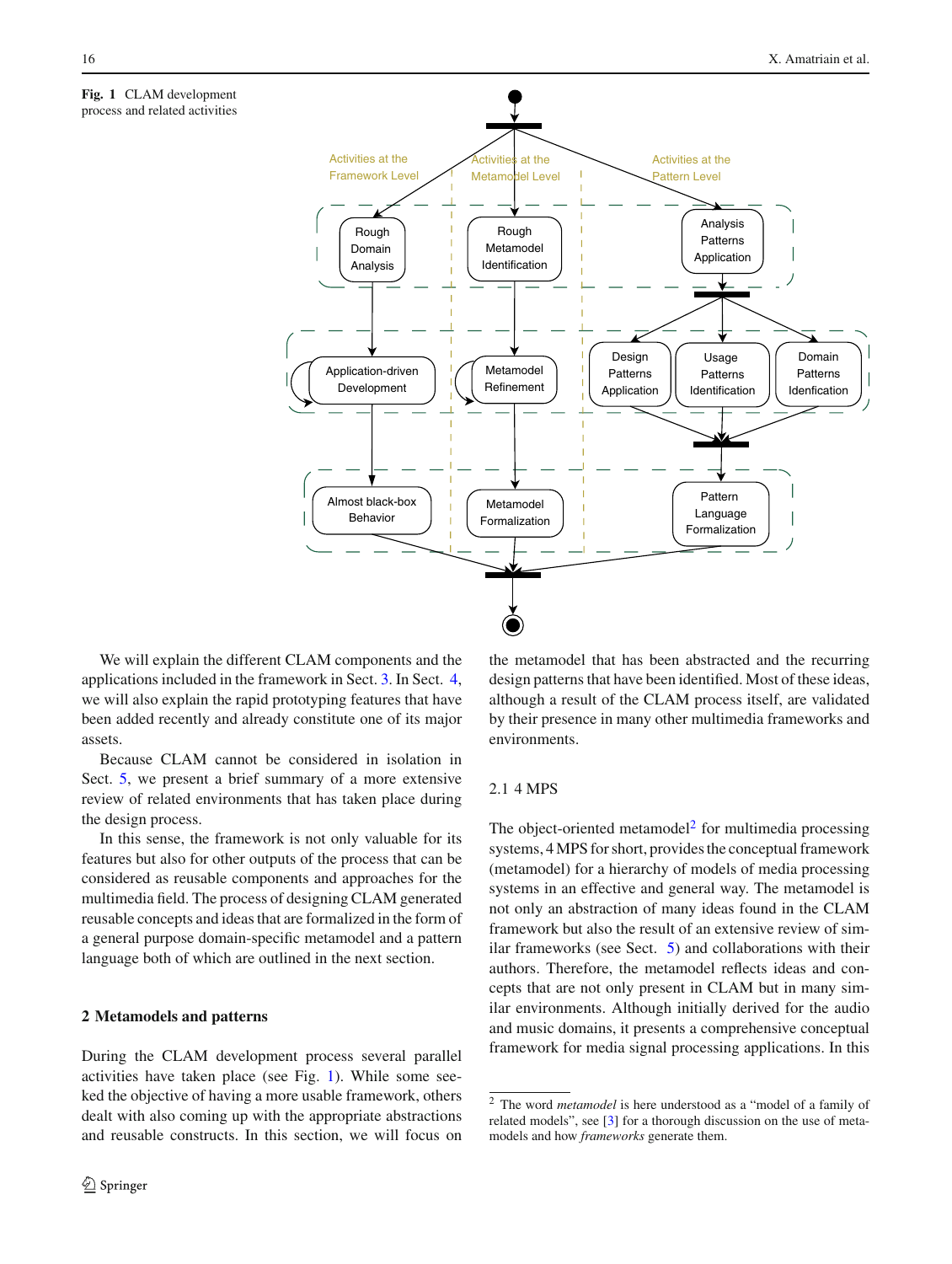**Fig. 1** CLAM development process and related activities

We will explain the different CLAM components and the applications included in the framework in Sect. 3. In Sect. 4, we will also explain the rapid prototyping features that have been added recently and already constitute one of its major assets.

Because CLAM cannot be considered in isolation in Sect. 5, we present a brief summary of a more extensive review of related environments that has taken place during the design process.

In this sense, the framework is not only valuable for its features but also for other outputs of the process that can be considered as reusable components and approaches for the multimedia field. The process of designing CLAM generated reusable concepts and ideas that are formalized in the form of a general purpose domain-specific metamodel and a pattern language both of which are outlined in the next section.

## 2 Metamodels and patterns

During the CLAM development process several parallel activities have taken place (see Fig. 1). While some seeked the objective of having a more usable framework, others dealt with also coming up with the appropriate abstractions and reusable constructs. In this section, we will focus on the metamodel that has been abstracted and the recurring design patterns that have been identified. Most of these ideas, although a result of the CLAM process itself, are validated by their presence in many other multimedia frameworks and environments.

### 2.1 4 MPS

The object-oriented metamodel[2] for multimedia processing systems, 4 MPS for short, provides the conceptual framework (metamodel) for a hierarchy of models of media processing systems in an effective and general way. The metamodel is not only an abstraction of many ideas found in the CLAM framework but also the result of an extensive review of similar frameworks (see Sect. 5) and collaborations with their authors. Therefore, the metamodel reflects ideas and concepts that are not only present in CLAM but in many similar environments. Although initially derived for the audio and music domains, it presents a comprehensive conceptual framework for media signal processing applications. In this

---

[2] The word *metamodel* is here understood as a "model of a family of related models", see [3] for a thorough discussion on the use of metamodels and how *frameworks* generate them.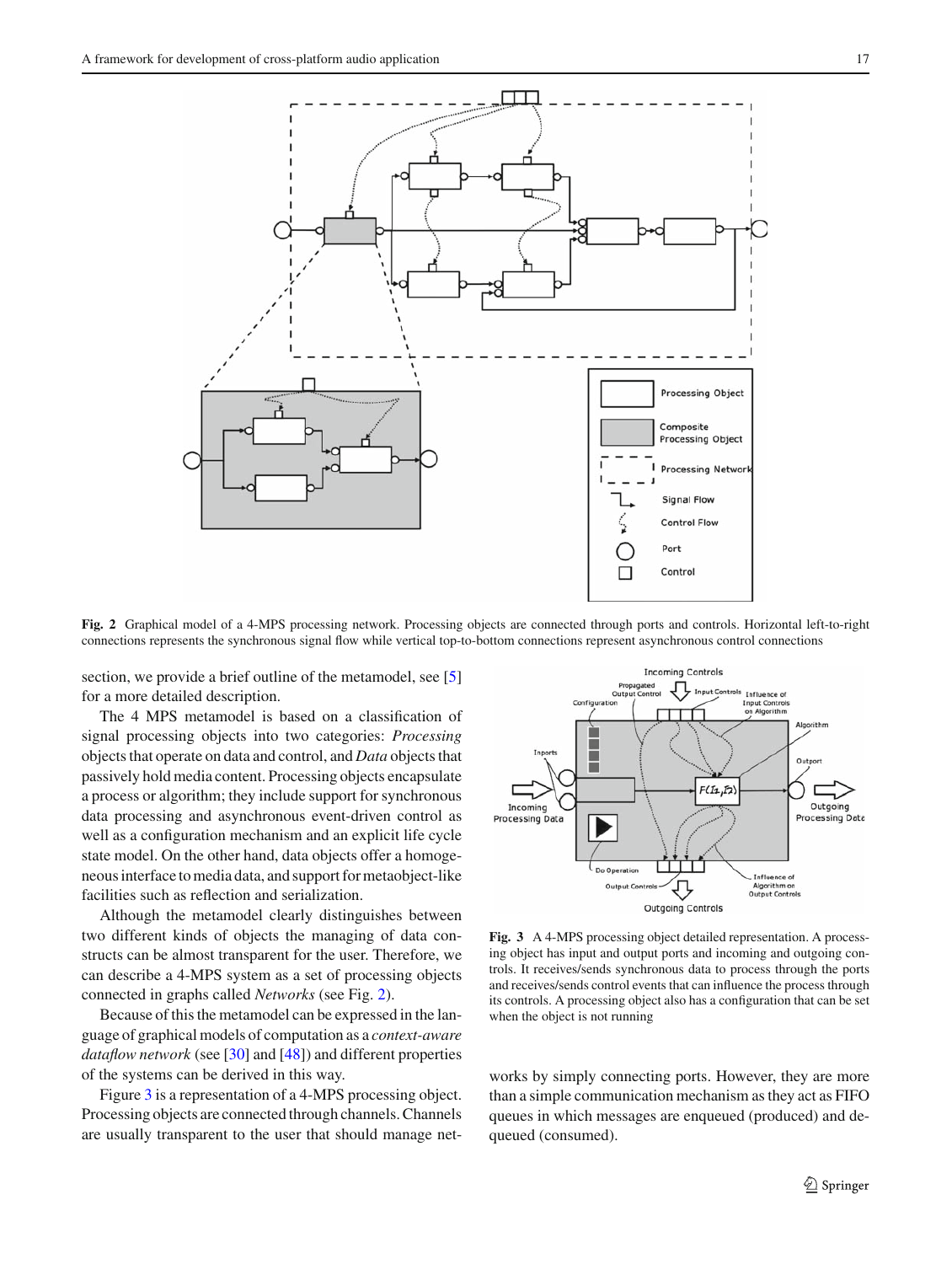**Fig. 2** Graphical model of a 4-MPS processing network. Processing objects are connected through ports and controls. Horizontal left-to-right connections represents the synchronous signal flow while vertical top-to-bottom connections represent asynchronous control connections

section, we provide a brief outline of the metamodel, see [5] for a more detailed description.

The 4 MPS metamodel is based on a classification of signal processing objects into two categories: *Processing* objects that operate on data and control, and *Data* objects that passively hold media content. Processing objects encapsulate a process or algorithm; they include support for synchronous data processing and asynchronous event-driven control as well as a configuration mechanism and an explicit life cycle state model. On the other hand, data objects offer a homogeneous interface to media data, and support for metaobject-like facilities such as reflection and serialization.

Although the metamodel clearly distinguishes between two different kinds of objects the managing of data constructs can be almost transparent for the user. Therefore, we can describe a 4-MPS system as a set of processing objects connected in graphs called *Networks* (see Fig. 2).

Because of this the metamodel can be expressed in the language of graphical models of computation as a *context-aware dataflow network* (see [30] and [48]) and different properties of the systems can be derived in this way.

Figure 3 is a representation of a 4-MPS processing object. Processing objects are connected through channels. Channels are usually transparent to the user that should manage networks by simply connecting ports. However, they are more than a simple communication mechanism as they act as FIFO queues in which messages are enqueued (produced) and dequeued (consumed).

**Fig. 3** A 4-MPS processing object detailed representation. A processing object has input and output ports and incoming and outgoing controls. It receives/sends synchronous data to process through the ports and receives/sends control events that can influence the process through its controls. A processing object also has a configuration that can be set when the object is not running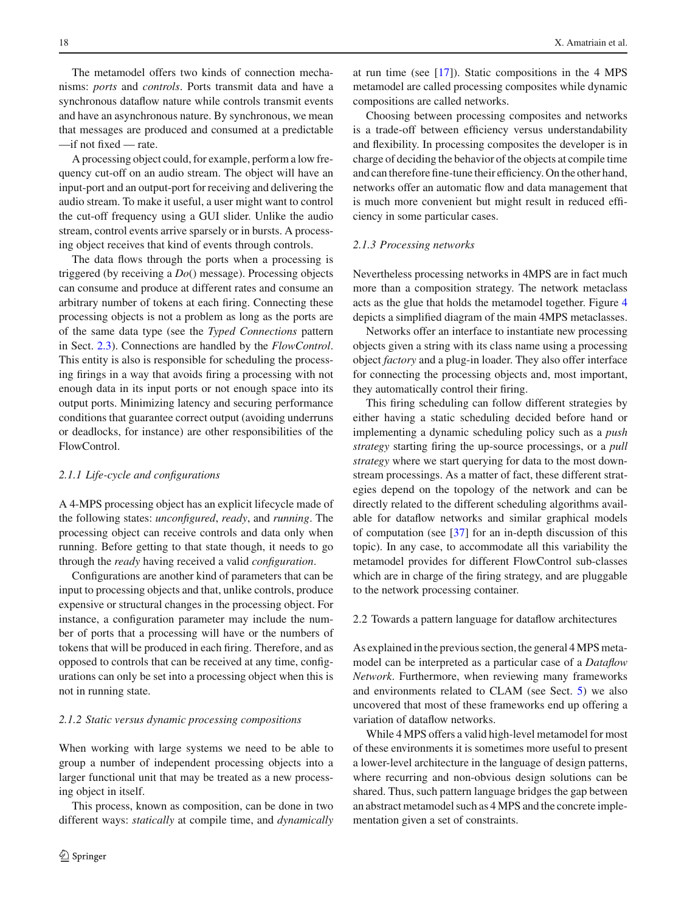The metamodel offers two kinds of connection mechanisms: *ports* and *controls*. Ports transmit data and have a synchronous dataflow nature while controls transmit events and have an asynchronous nature. By synchronous, we mean that messages are produced and consumed at a predictable —if not fixed — rate.

A processing object could, for example, perform a low frequency cut-off on an audio stream. The object will have an input-port and an output-port for receiving and delivering the audio stream. To make it useful, a user might want to control the cut-off frequency using a GUI slider. Unlike the audio stream, control events arrive sparsely or in bursts. A processing object receives that kind of events through controls.

The data flows through the ports when a processing is triggered (by receiving a *Do*() message). Processing objects can consume and produce at different rates and consume an arbitrary number of tokens at each firing. Connecting these processing objects is not a problem as long as the ports are of the same data type (see the *Typed Connections* pattern in Sect. 2.3). Connections are handled by the *FlowControl*. This entity is also is responsible for scheduling the processing firings in a way that avoids firing a processing with not enough data in its input ports or not enough space into its output ports. Minimizing latency and securing performance conditions that guarantee correct output (avoiding underruns or deadlocks, for instance) are other responsibilities of the FlowControl.

#### *2.1.1 Life-cycle and configurations*

A 4-MPS processing object has an explicit lifecycle made of the following states: *unconfigured*, *ready*, and *running*. The processing object can receive controls and data only when running. Before getting to that state though, it needs to go through the *ready* having received a valid *configuration*.

Configurations are another kind of parameters that can be input to processing objects and that, unlike controls, produce expensive or structural changes in the processing object. For instance, a configuration parameter may include the number of ports that a processing will have or the numbers of tokens that will be produced in each firing. Therefore, and as opposed to controls that can be received at any time, configurations can only be set into a processing object when this is not in running state.

#### *2.1.2 Static versus dynamic processing compositions*

When working with large systems we need to be able to group a number of independent processing objects into a larger functional unit that may be treated as a new processing object in itself.

This process, known as composition, can be done in two different ways: *statically* at compile time, and *dynamically* at run time (see [17]). Static compositions in the 4 MPS metamodel are called processing composites while dynamic compositions are called networks.

Choosing between processing composites and networks is a trade-off between efficiency versus understandability and flexibility. In processing composites the developer is in charge of deciding the behavior of the objects at compile time and can therefore fine-tune their efficiency. On the other hand, networks offer an automatic flow and data management that is much more convenient but might result in reduced efficiency in some particular cases.

#### *2.1.3 Processing networks*

Nevertheless processing networks in 4MPS are in fact much more than a composition strategy. The network metaclass acts as the glue that holds the metamodel together. Figure 4 depicts a simplified diagram of the main 4MPS metaclasses.

Networks offer an interface to instantiate new processing objects given a string with its class name using a processing object *factory* and a plug-in loader. They also offer interface for connecting the processing objects and, most important, they automatically control their firing.

This firing scheduling can follow different strategies by either having a static scheduling decided before hand or implementing a dynamic scheduling policy such as a *push strategy* starting firing the up-source processings, or a *pull strategy* where we start querying for data to the most downstream processings. As a matter of fact, these different strategies depend on the topology of the network and can be directly related to the different scheduling algorithms available for dataflow networks and similar graphical models of computation (see [37] for an in-depth discussion of this topic). In any case, to accommodate all this variability the metamodel provides for different FlowControl sub-classes which are in charge of the firing strategy, and are pluggable to the network processing container.

### 2.2 Towards a pattern language for dataflow architectures

As explained in the previous section, the general 4 MPS metamodel can be interpreted as a particular case of a *Dataflow Network*. Furthermore, when reviewing many frameworks and environments related to CLAM (see Sect. 5) we also uncovered that most of these frameworks end up offering a variation of dataflow networks.

While 4 MPS offers a valid high-level metamodel for most of these environments it is sometimes more useful to present a lower-level architecture in the language of design patterns, where recurring and non-obvious design solutions can be shared. Thus, such pattern language bridges the gap between an abstract metamodel such as 4 MPS and the concrete implementation given a set of constraints.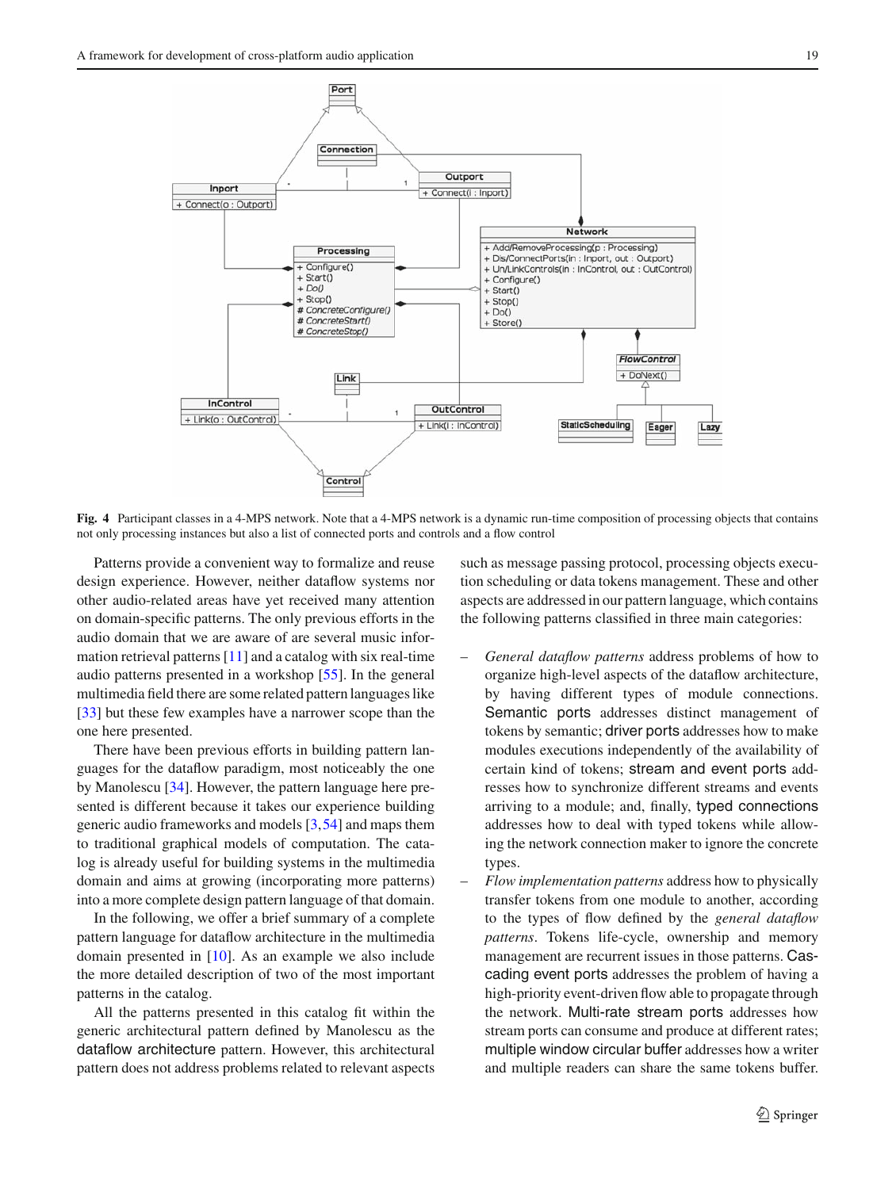Port

Connection

Inport

+ Connect(o : Outport)

Outport

+ Connect(i : Inport)

Network

+ Add/RemoveProcessing(p : Processing)
+ Dis/ConnectPorts(in : Inport, out : Outport)
+ Un/LinkControls(in : InControl, out : OutControl)
+ Configure()
+ Start()
+ Stop()
+ Do()
+ Store()

Processing

+ Configure()
+ Start()
+ Do()
+ Stop()
# ConcreteConfigure()
# ConcreteStart()
# ConcreteStop()

FlowControl

+ DoNext()

StaticScheduling

Eager

Lazy

Link

InControl

+ Link(o : OutControl)

OutControl

+ Link(i : InControl)

Control

**Fig. 4** Participant classes in a 4-MPS network. Note that a 4-MPS network is a dynamic run-time composition of processing objects that contains not only processing instances but also a list of connected ports and controls and a flow control

Patterns provide a convenient way to formalize and reuse design experience. However, neither dataflow systems nor other audio-related areas have yet received many attention on domain-specific patterns. The only previous efforts in the audio domain that we are aware of are several music information retrieval patterns [11] and a catalog with six real-time audio patterns presented in a workshop [55]. In the general multimedia field there are some related pattern languages like [33] but these few examples have a narrower scope than the one here presented.

There have been previous efforts in building pattern languages for the dataflow paradigm, most noticeably the one by Manolescu [34]. However, the pattern language here presented is different because it takes our experience building generic audio frameworks and models [3,54] and maps them to traditional graphical models of computation. The catalog is already useful for building systems in the multimedia domain and aims at growing (incorporating more patterns) into a more complete design pattern language of that domain.

In the following, we offer a brief summary of a complete pattern language for dataflow architecture in the multimedia domain presented in [10]. As an example we also include the more detailed description of two of the most important patterns in the catalog.

All the patterns presented in this catalog fit within the generic architectural pattern defined by Manolescu as the dataflow architecture pattern. However, this architectural pattern does not address problems related to relevant aspects such as message passing protocol, processing objects execution scheduling or data tokens management. These and other aspects are addressed in our pattern language, which contains the following patterns classified in three main categories:

– *General dataflow patterns* address problems of how to organize high-level aspects of the dataflow architecture, by having different types of module connections. Semantic ports addresses distinct management of tokens by semantic; driver ports addresses how to make modules executions independently of the availability of certain kind of tokens; stream and event ports addresses how to synchronize different streams and events arriving to a module; and, finally, typed connections addresses how to deal with typed tokens while allowing the network connection maker to ignore the concrete types.
– *Flow implementation patterns* address how to physically transfer tokens from one module to another, according to the types of flow defined by the *general dataflow patterns*. Tokens life-cycle, ownership and memory management are recurrent issues in those patterns. Cascading event ports addresses the problem of having a high-priority event-driven flow able to propagate through the network. Multi-rate stream ports addresses how stream ports can consume and produce at different rates; multiple window circular buffer addresses how a writer and multiple readers can share the same tokens buffer.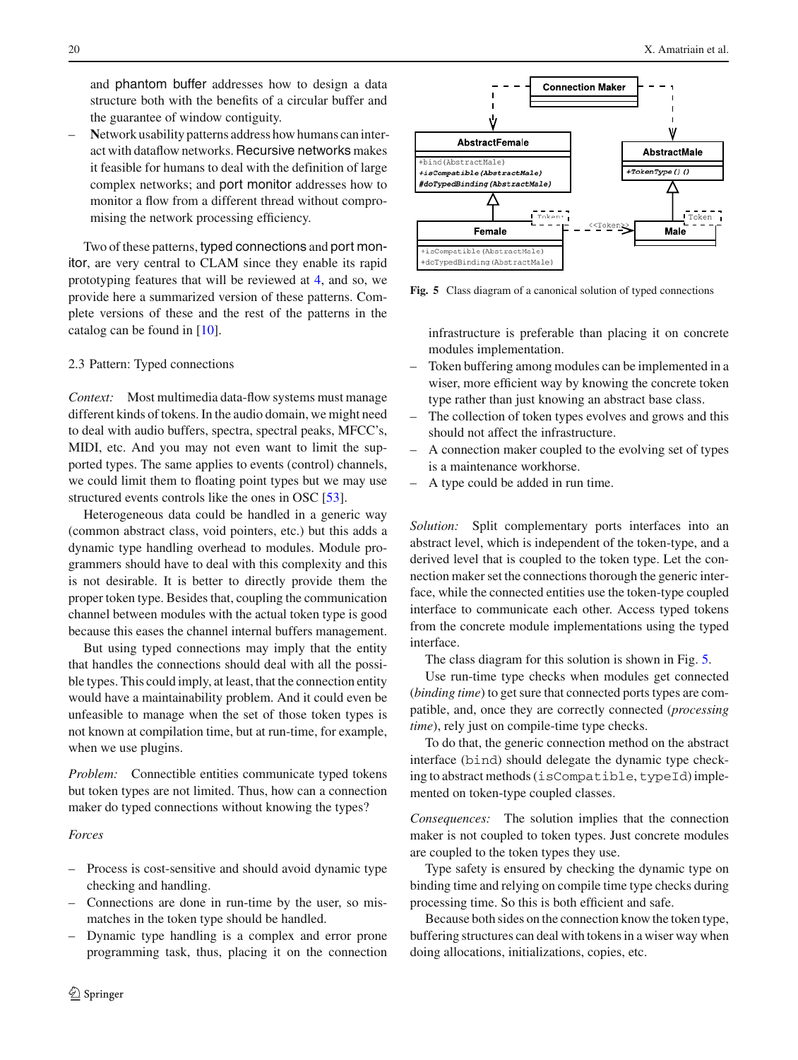and phantom buffer addresses how to design a data structure both with the benefits of a circular buffer and the guarantee of window contiguity.

– Network usability patterns address how humans can interact with dataflow networks. Recursive networks makes it feasible for humans to deal with the definition of large complex networks; and port monitor addresses how to monitor a flow from a different thread without compromising the network processing efficiency.

Two of these patterns, typed connections and port monitor, are very central to CLAM since they enable its rapid prototyping features that will be reviewed at 4, and so, we provide here a summarized version of these patterns. Complete versions of these and the rest of the patterns in the catalog can be found in [10].

### 2.3 Pattern: Typed connections

*Context:* Most multimedia data-flow systems must manage different kinds of tokens. In the audio domain, we might need to deal with audio buffers, spectra, spectral peaks, MFCC's, MIDI, etc. And you may not even want to limit the supported types. The same applies to events (control) channels, we could limit them to floating point types but we may use structured events controls like the ones in OSC [53].

Heterogeneous data could be handled in a generic way (common abstract class, void pointers, etc.) but this adds a dynamic type handling overhead to modules. Module programmers should have to deal with this complexity and this is not desirable. It is better to directly provide them the proper token type. Besides that, coupling the communication channel between modules with the actual token type is good because this eases the channel internal buffers management.

But using typed connections may imply that the entity that handles the connections should deal with all the possible types. This could imply, at least, that the connection entity would have a maintainability problem. And it could even be unfeasible to manage when the set of those token types is not known at compilation time, but at run-time, for example, when we use plugins.

*Problem:* Connectible entities communicate typed tokens but token types are not limited. Thus, how can a connection maker do typed connections without knowing the types?

*Forces*

- Process is cost-sensitive and should avoid dynamic type checking and handling.
- Connections are done in run-time by the user, so mismatches in the token type should be handled.
- Dynamic type handling is a complex and error prone programming task, thus, placing it on the connection infrastructure is preferable than placing it on concrete modules implementation.
- Token buffering among modules can be implemented in a wiser, more efficient way by knowing the concrete token type rather than just knowing an abstract base class.
- The collection of token types evolves and grows and this should not affect the infrastructure.
- A connection maker coupled to the evolving set of types is a maintenance workhorse.
- A type could be added in run time.

Connection Maker

AbstractFemale
+bind(AbstractMale)
+isCompatible(AbstractMale)
#doTypedBinding(AbstractMale)

AbstractMale
+TokenType()()

Female
+isCompatible(AbstractMale)
+doTypedBinding(AbstractMale)

Male

Token

<<Token>>

**Fig. 5** Class diagram of a canonical solution of typed connections

*Solution:* Split complementary ports interfaces into an abstract level, which is independent of the token-type, and a derived level that is coupled to the token type. Let the connection maker set the connections thorough the generic interface, while the connected entities use the token-type coupled interface to communicate each other. Access typed tokens from the concrete module implementations using the typed interface.

The class diagram for this solution is shown in Fig. 5.

Use run-time type checks when modules get connected (*binding time*) to get sure that connected ports types are compatible, and, once they are correctly connected (*processing time*), rely just on compile-time type checks.

To do that, the generic connection method on the abstract interface (`bind`) should delegate the dynamic type checking to abstract methods (`isCompatible`, `typeId`) implemented on token-type coupled classes.

*Consequences:* The solution implies that the connection maker is not coupled to token types. Just concrete modules are coupled to the token types they use.

Type safety is ensured by checking the dynamic type on binding time and relying on compile time type checks during processing time. So this is both efficient and safe.

Because both sides on the connection know the token type, buffering structures can deal with tokens in a wiser way when doing allocations, initializations, copies, etc.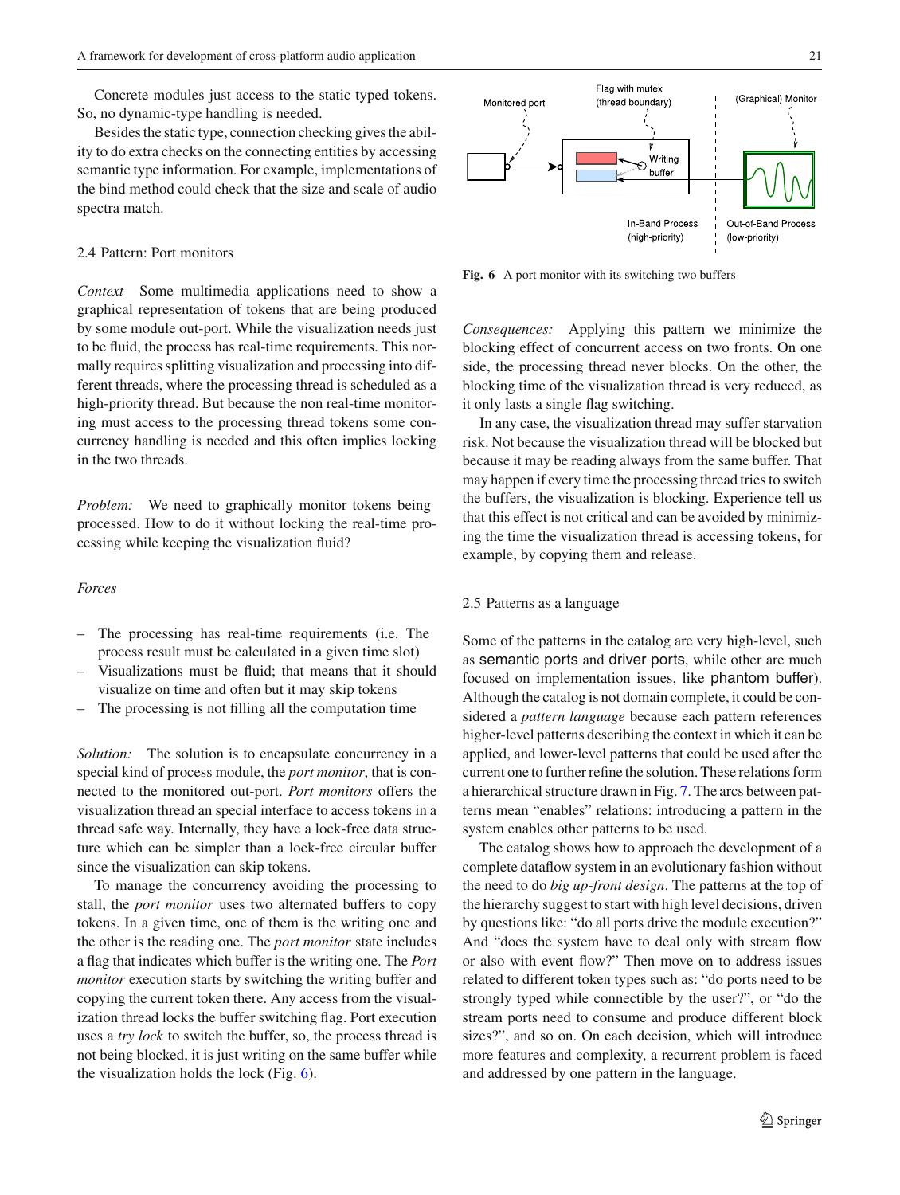Concrete modules just access to the static typed tokens. So, no dynamic-type handling is needed.

Besides the static type, connection checking gives the ability to do extra checks on the connecting entities by accessing semantic type information. For example, implementations of the bind method could check that the size and scale of audio spectra match.

### 2.4 Pattern: Port monitors

*Context* Some multimedia applications need to show a graphical representation of tokens that are being produced by some module out-port. While the visualization needs just to be fluid, the process has real-time requirements. This normally requires splitting visualization and processing into different threads, where the processing thread is scheduled as a high-priority thread. But because the non real-time monitoring must access to the processing thread tokens some concurrency handling is needed and this often implies locking in the two threads.

*Problem:* We need to graphically monitor tokens being processed. How to do it without locking the real-time processing while keeping the visualization fluid?

*Forces*

- The processing has real-time requirements (i.e. The process result must be calculated in a given time slot)
- Visualizations must be fluid; that means that it should visualize on time and often but it may skip tokens
- The processing is not filling all the computation time

*Solution:* The solution is to encapsulate concurrency in a special kind of process module, the *port monitor*, that is connected to the monitored out-port. *Port monitors* offers the visualization thread an special interface to access tokens in a thread safe way. Internally, they have a lock-free data structure which can be simpler than a lock-free circular buffer since the visualization can skip tokens.

To manage the concurrency avoiding the processing to stall, the *port monitor* uses two alternated buffers to copy tokens. In a given time, one of them is the writing one and the other is the reading one. The *port monitor* state includes a flag that indicates which buffer is the writing one. The *Port monitor* execution starts by switching the writing buffer and copying the current token there. Any access from the visualization thread locks the buffer switching flag. Port execution uses a *try lock* to switch the buffer, so, the process thread is not being blocked, it is just writing on the same buffer while the visualization holds the lock (Fig. 6).

Monitored port
Flag with mutex (thread boundary)
(Graphical) Monitor
Writing buffer
In-Band Process (high-priority)
Out-of-Band Process (low-priority)

**Fig. 6** A port monitor with its switching two buffers

*Consequences:* Applying this pattern we minimize the blocking effect of concurrent access on two fronts. On one side, the processing thread never blocks. On the other, the blocking time of the visualization thread is very reduced, as it only lasts a single flag switching.

In any case, the visualization thread may suffer starvation risk. Not because the visualization thread will be blocked but because it may be reading always from the same buffer. That may happen if every time the processing thread tries to switch the buffers, the visualization is blocking. Experience tell us that this effect is not critical and can be avoided by minimizing the time the visualization thread is accessing tokens, for example, by copying them and release.

### 2.5 Patterns as a language

Some of the patterns in the catalog are very high-level, such as semantic ports and driver ports, while other are much focused on implementation issues, like phantom buffer). Although the catalog is not domain complete, it could be considered a *pattern language* because each pattern references higher-level patterns describing the context in which it can be applied, and lower-level patterns that could be used after the current one to further refine the solution. These relations form a hierarchical structure drawn in Fig. 7. The arcs between patterns mean "enables" relations: introducing a pattern in the system enables other patterns to be used.

The catalog shows how to approach the development of a complete dataflow system in an evolutionary fashion without the need to do *big up-front design*. The patterns at the top of the hierarchy suggest to start with high level decisions, driven by questions like: "do all ports drive the module execution?" And "does the system have to deal only with stream flow or also with event flow?" Then move on to address issues related to different token types such as: "do ports need to be strongly typed while connectible by the user?", or "do the stream ports need to consume and produce different block sizes?", and so on. On each decision, which will introduce more features and complexity, a recurrent problem is faced and addressed by one pattern in the language.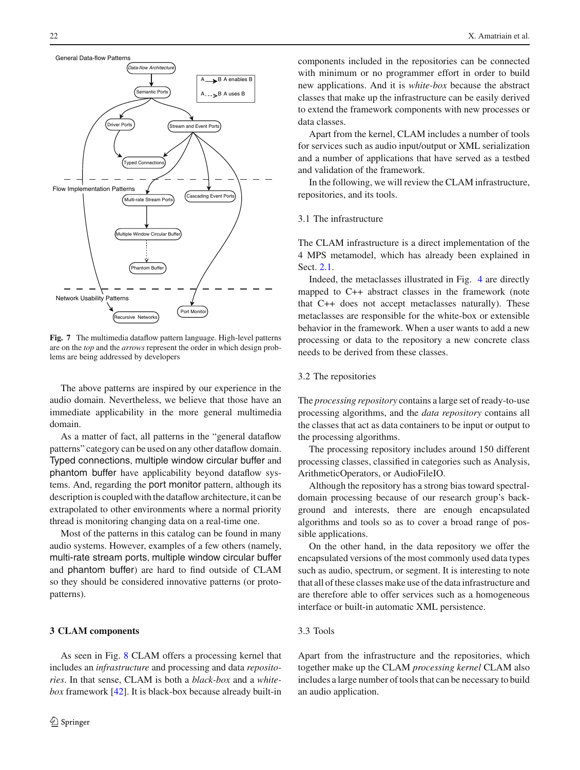General Data-flow Patterns

Data-flow Architecture

Semantic Ports

Driver Ports

Stream and Event Ports

Typed Connections

A → B A enables B

A - - > B A uses B

Flow Implementation Patterns

Multi-rate Stream Ports

Cascading Event Ports

Multiple Window Circular Buffer

Phantom Buffer

Network Usability Patterns

Recursive Networks

Port Monitor

**Fig. 7** The multimedia dataflow pattern language. High-level patterns are on the *top* and the *arrows* represent the order in which design problems are being addressed by developers

The above patterns are inspired by our experience in the audio domain. Nevertheless, we believe that those have an immediate applicability in the more general multimedia domain.

As a matter of fact, all patterns in the "general dataflow patterns" category can be used on any other dataflow domain. Typed connections, multiple window circular buffer and phantom buffer have applicability beyond dataflow systems. And, regarding the port monitor pattern, although its description is coupled with the dataflow architecture, it can be extrapolated to other environments where a normal priority thread is monitoring changing data on a real-time one.

Most of the patterns in this catalog can be found in many audio systems. However, examples of a few others (namely, multi-rate stream ports, multiple window circular buffer and phantom buffer) are hard to find outside of CLAM so they should be considered innovative patterns (or proto-patterns).

## 3 CLAM components

As seen in Fig. 8 CLAM offers a processing kernel that includes an *infrastructure* and processing and data *repositories*. In that sense, CLAM is both a *black-box* and a *white-box* framework [42]. It is black-box because already built-in components included in the repositories can be connected with minimum or no programmer effort in order to build new applications. And it is *white-box* because the abstract classes that make up the infrastructure can be easily derived to extend the framework components with new processes or data classes.

Apart from the kernel, CLAM includes a number of tools for services such as audio input/output or XML serialization and a number of applications that have served as a testbed and validation of the framework.

In the following, we will review the CLAM infrastructure, repositories, and its tools.

### 3.1 The infrastructure

The CLAM infrastructure is a direct implementation of the 4 MPS metamodel, which has already been explained in Sect. 2.1.

Indeed, the metaclasses illustrated in Fig. 4 are directly mapped to C++ abstract classes in the framework (note that C++ does not accept metaclasses naturally). These metaclasses are responsible for the white-box or extensible behavior in the framework. When a user wants to add a new processing or data to the repository a new concrete class needs to be derived from these classes.

### 3.2 The repositories

The *processing repository* contains a large set of ready-to-use processing algorithms, and the *data repository* contains all the classes that act as data containers to be input or output to the processing algorithms.

The processing repository includes around 150 different processing classes, classified in categories such as Analysis, ArithmeticOperators, or AudioFileIO.

Although the repository has a strong bias toward spectral-domain processing because of our research group's background and interests, there are enough encapsulated algorithms and tools so as to cover a broad range of possible applications.

On the other hand, in the data repository we offer the encapsulated versions of the most commonly used data types such as audio, spectrum, or segment. It is interesting to note that all of these classes make use of the data infrastructure and are therefore able to offer services such as a homogeneous interface or built-in automatic XML persistence.

### 3.3 Tools

Apart from the infrastructure and the repositories, which together make up the CLAM *processing kernel* CLAM also includes a large number of tools that can be necessary to build an audio application.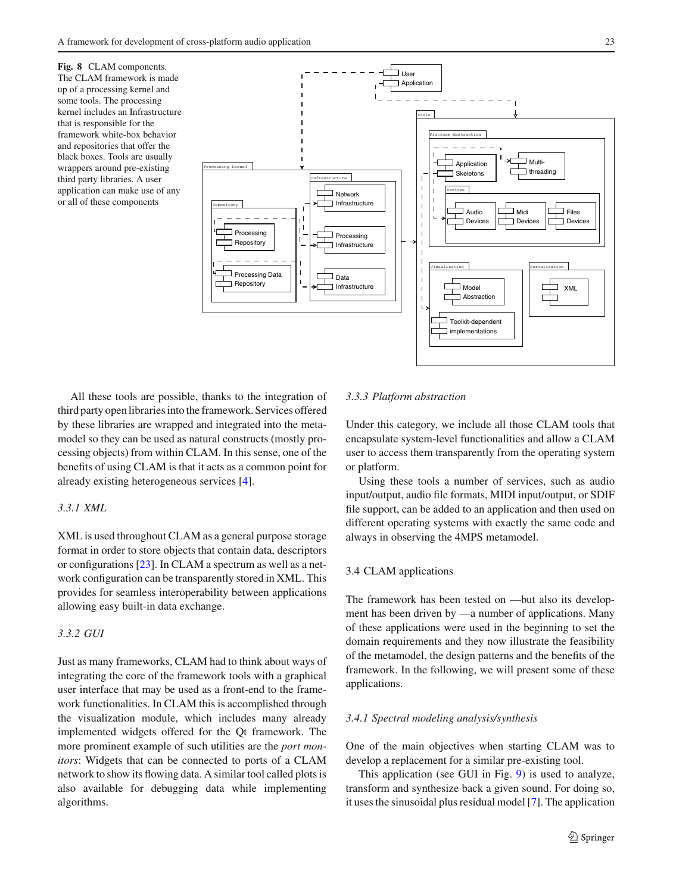User
Application
Tools
Platform Abstraction
Application
Skeletons
Multi-
threading
Devices
Audio
Devices
Midi
Devices
Files
Devices
Processing Kernel
Infrastructure
Network
Infrastructure
Repository
Processing
Repository
Processing
Infrastructure
Processing Data
Repository
Data
Infrastructure
Visualization
Model
Abstraction
Toolkit-dependent
implementations
Serialization
XML

**Fig. 8** CLAM components. The CLAM framework is made up of a processing kernel and some tools. The processing kernel includes an Infrastructure that is responsible for the framework white-box behavior and repositories that offer the black boxes. Tools are usually wrappers around pre-existing third party libraries. A user application can make use of any or all of these components

All these tools are possible, thanks to the integration of third party open libraries into the framework. Services offered by these libraries are wrapped and integrated into the meta-model so they can be used as natural constructs (mostly processing objects) from within CLAM. In this sense, one of the benefits of using CLAM is that it acts as a common point for already existing heterogeneous services [4].

### *3.3.1 XML*

XML is used throughout CLAM as a general purpose storage format in order to store objects that contain data, descriptors or configurations [23]. In CLAM a spectrum as well as a network configuration can be transparently stored in XML. This provides for seamless interoperability between applications allowing easy built-in data exchange.

### *3.3.2 GUI*

Just as many frameworks, CLAM had to think about ways of integrating the core of the framework tools with a graphical user interface that may be used as a front-end to the framework functionalities. In CLAM this is accomplished through the visualization module, which includes many already implemented widgets offered for the Qt framework. The more prominent example of such utilities are the *port monitors*: Widgets that can be connected to ports of a CLAM network to show its flowing data. A similar tool called plots is also available for debugging data while implementing algorithms.

### *3.3.3 Platform abstraction*

Under this category, we include all those CLAM tools that encapsulate system-level functionalities and allow a CLAM user to access them transparently from the operating system or platform.

Using these tools a number of services, such as audio input/output, audio file formats, MIDI input/output, or SDIF file support, can be added to an application and then used on different operating systems with exactly the same code and always in observing the 4MPS metamodel.

## 3.4 CLAM applications

The framework has been tested on —but also its development has been driven by —a number of applications. Many of these applications were used in the beginning to set the domain requirements and they now illustrate the feasibility of the metamodel, the design patterns and the benefits of the framework. In the following, we will present some of these applications.

### *3.4.1 Spectral modeling analysis/synthesis*

One of the main objectives when starting CLAM was to develop a replacement for a similar pre-existing tool.

This application (see GUI in Fig. 9) is used to analyze, transform and synthesize back a given sound. For doing so, it uses the sinusoidal plus residual model [7]. The application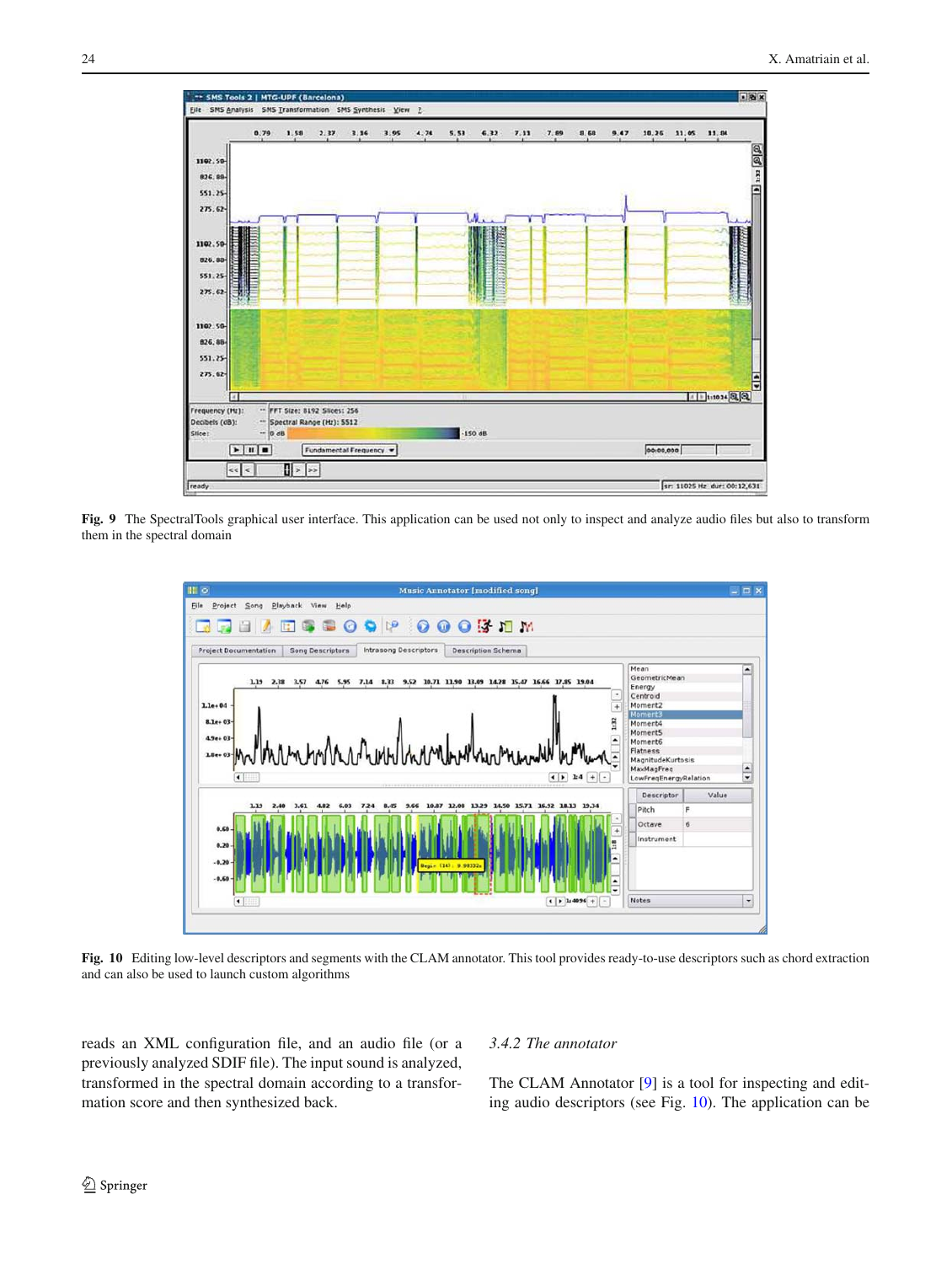Fig. 9 The SpectralTools graphical user interface. This application can be used not only to inspect and analyze audio files but also to transform them in the spectral domain

Fig. 10 Editing low-level descriptors and segments with the CLAM annotator. This tool provides ready-to-use descriptors such as chord extraction and can also be used to launch custom algorithms

reads an XML configuration file, and an audio file (or a previously analyzed SDIF file). The input sound is analyzed, transformed in the spectral domain according to a transformation score and then synthesized back.

### 3.4.2 The annotator

The CLAM Annotator [9] is a tool for inspecting and editing audio descriptors (see Fig. 10). The application can be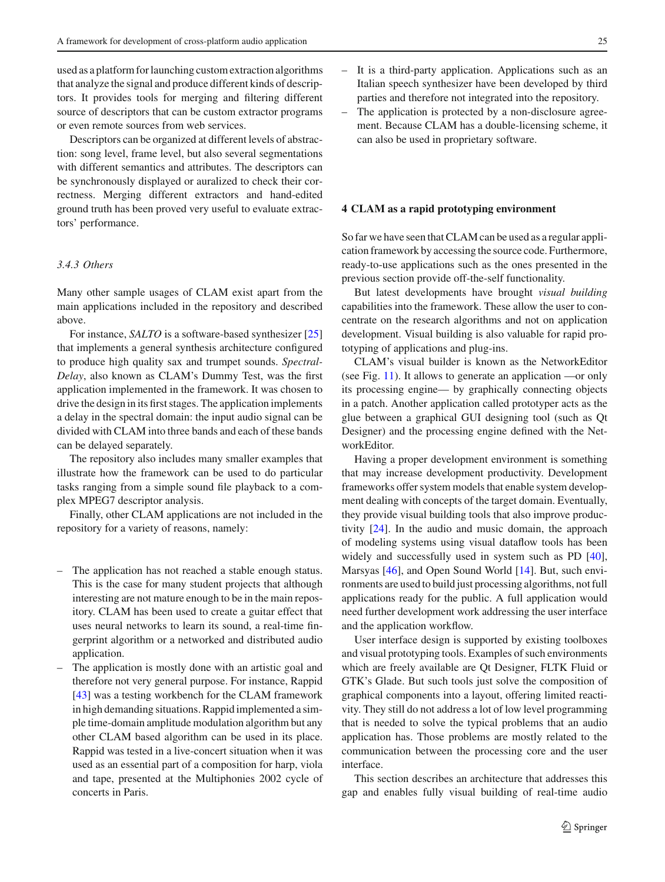used as a platform for launching custom extraction algorithms that analyze the signal and produce different kinds of descriptors. It provides tools for merging and filtering different source of descriptors that can be custom extractor programs or even remote sources from web services.

Descriptors can be organized at different levels of abstraction: song level, frame level, but also several segmentations with different semantics and attributes. The descriptors can be synchronously displayed or auralized to check their correctness. Merging different extractors and hand-edited ground truth has been proved very useful to evaluate extractors' performance.

### 3.4.3 Others

Many other sample usages of CLAM exist apart from the main applications included in the repository and described above.

For instance, *SALTO* is a software-based synthesizer [25] that implements a general synthesis architecture configured to produce high quality sax and trumpet sounds. *Spectral-Delay*, also known as CLAM's Dummy Test, was the first application implemented in the framework. It was chosen to drive the design in its first stages. The application implements a delay in the spectral domain: the input audio signal can be divided with CLAM into three bands and each of these bands can be delayed separately.

The repository also includes many smaller examples that illustrate how the framework can be used to do particular tasks ranging from a simple sound file playback to a complex MPEG7 descriptor analysis.

Finally, other CLAM applications are not included in the repository for a variety of reasons, namely:

- The application has not reached a stable enough status. This is the case for many student projects that although interesting are not mature enough to be in the main repository. CLAM has been used to create a guitar effect that uses neural networks to learn its sound, a real-time fingerprint algorithm or a networked and distributed audio application.
- The application is mostly done with an artistic goal and therefore not very general purpose. For instance, Rappid [43] was a testing workbench for the CLAM framework in high demanding situations. Rappid implemented a simple time-domain amplitude modulation algorithm but any other CLAM based algorithm can be used in its place. Rappid was tested in a live-concert situation when it was used as an essential part of a composition for harp, viola and tape, presented at the Multiphonies 2002 cycle of concerts in Paris.
- It is a third-party application. Applications such as an Italian speech synthesizer have been developed by third parties and therefore not integrated into the repository.
- The application is protected by a non-disclosure agreement. Because CLAM has a double-licensing scheme, it can also be used in proprietary software.

## 4 CLAM as a rapid prototyping environment

So far we have seen that CLAM can be used as a regular application framework by accessing the source code. Furthermore, ready-to-use applications such as the ones presented in the previous section provide off-the-self functionality.

But latest developments have brought *visual building* capabilities into the framework. These allow the user to concentrate on the research algorithms and not on application development. Visual building is also valuable for rapid prototyping of applications and plug-ins.

CLAM's visual builder is known as the NetworkEditor (see Fig. 11). It allows to generate an application —or only its processing engine— by graphically connecting objects in a patch. Another application called prototyper acts as the glue between a graphical GUI designing tool (such as Qt Designer) and the processing engine defined with the NetworkEditor.

Having a proper development environment is something that may increase development productivity. Development frameworks offer system models that enable system development dealing with concepts of the target domain. Eventually, they provide visual building tools that also improve productivity [24]. In the audio and music domain, the approach of modeling systems using visual dataflow tools has been widely and successfully used in system such as PD [40], Marsyas [46], and Open Sound World [14]. But, such environments are used to build just processing algorithms, not full applications ready for the public. A full application would need further development work addressing the user interface and the application workflow.

User interface design is supported by existing toolboxes and visual prototyping tools. Examples of such environments which are freely available are Qt Designer, FLTK Fluid or GTK's Glade. But such tools just solve the composition of graphical components into a layout, offering limited reactivity. They still do not address a lot of low level programming that is needed to solve the typical problems that an audio application has. Those problems are mostly related to the communication between the processing core and the user interface.

This section describes an architecture that addresses this gap and enables fully visual building of real-time audio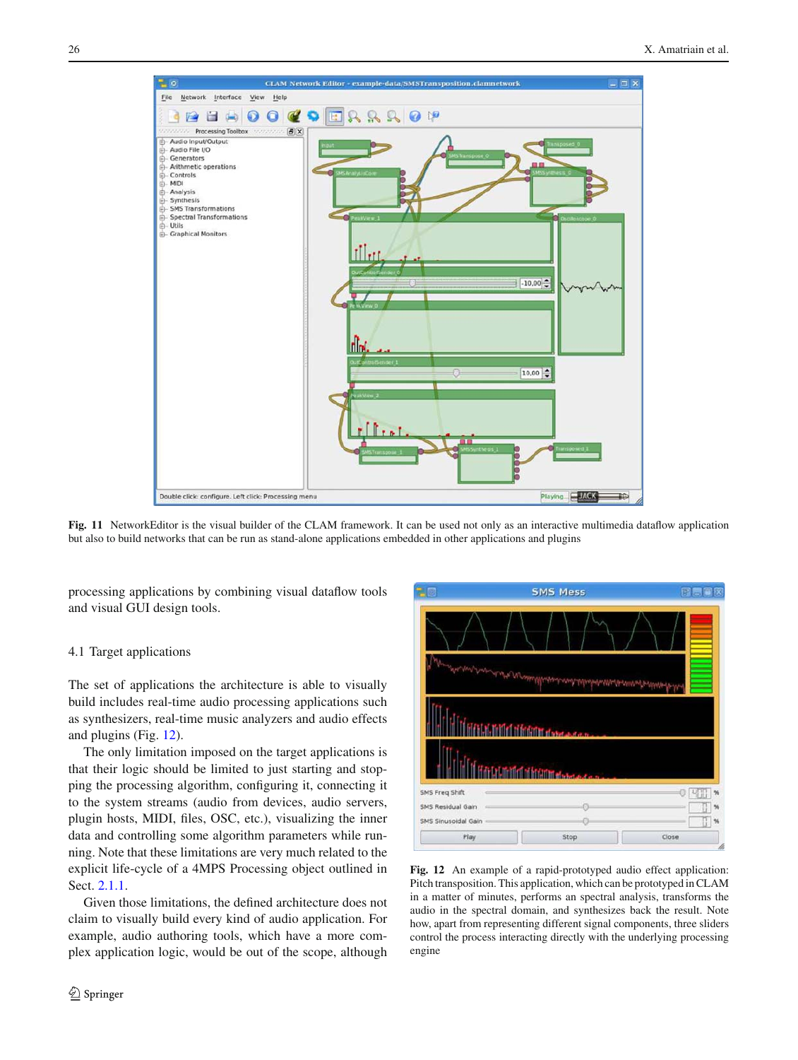Fig. 11 NetworkEditor is the visual builder of the CLAM framework. It can be used not only as an interactive multimedia dataflow application but also to build networks that can be run as stand-alone applications embedded in other applications and plugins

processing applications by combining visual dataflow tools and visual GUI design tools.

### 4.1 Target applications

The set of applications the architecture is able to visually build includes real-time audio processing applications such as synthesizers, real-time music analyzers and audio effects and plugins (Fig. 12).

The only limitation imposed on the target applications is that their logic should be limited to just starting and stopping the processing algorithm, configuring it, connecting it to the system streams (audio from devices, audio servers, plugin hosts, MIDI, files, OSC, etc.), visualizing the inner data and controlling some algorithm parameters while running. Note that these limitations are very much related to the explicit life-cycle of a 4MPS Processing object outlined in Sect. 2.1.1.

Given those limitations, the defined architecture does not claim to visually build every kind of audio application. For example, audio authoring tools, which have a more complex application logic, would be out of the scope, although

Fig. 12 An example of a rapid-prototyped audio effect application: Pitch transposition. This application, which can be prototyped in CLAM in a matter of minutes, performs an spectral analysis, transposes the audio in the spectral domain, and synthesizes back the result. Note how, apart from representing different signal components, three sliders control the process interacting directly with the underlying processing engine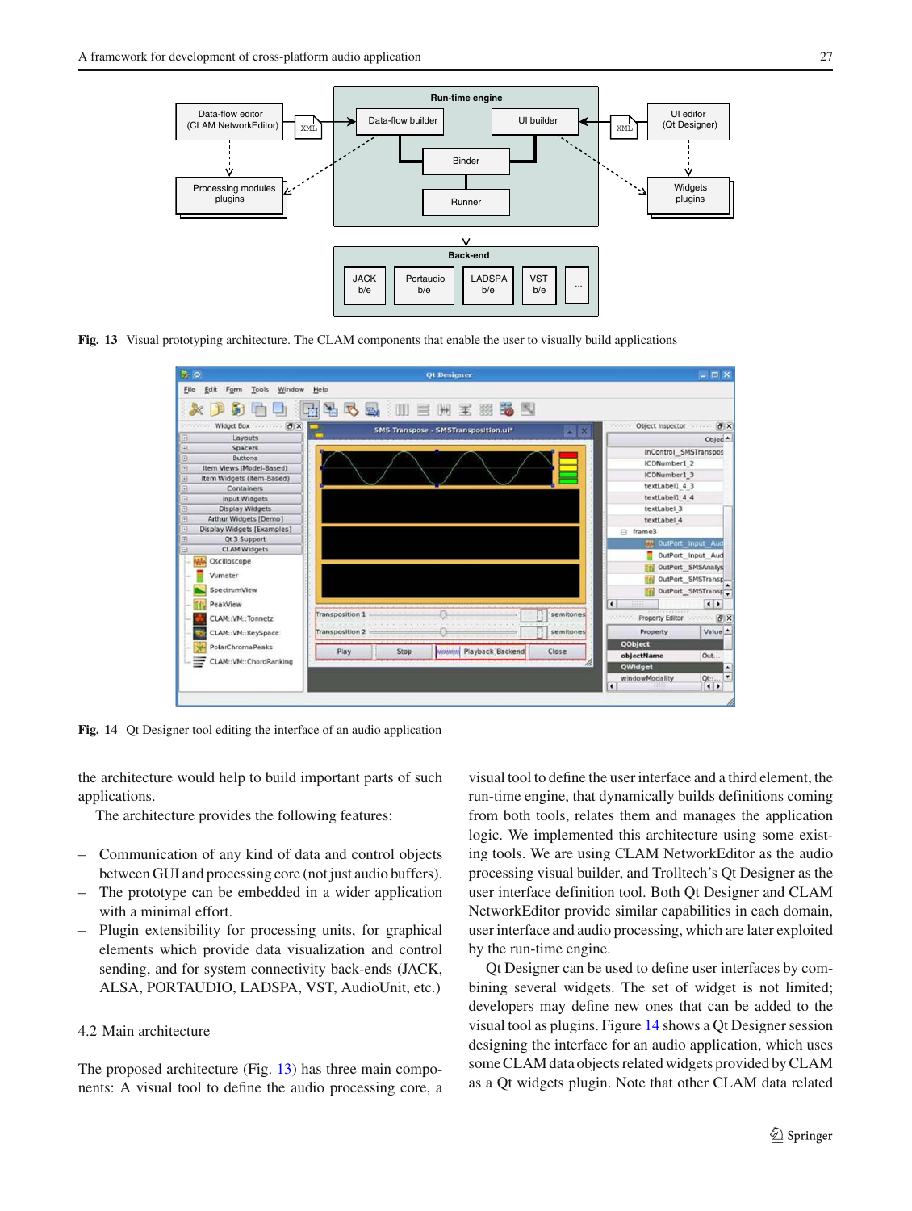Fig. 13 Visual prototyping architecture. The CLAM components that enable the user to visually build applications

Fig. 14 Qt Designer tool editing the interface of an audio application

the architecture would help to build important parts of such applications.

The architecture provides the following features:

- Communication of any kind of data and control objects between GUI and processing core (not just audio buffers).
- The prototype can be embedded in a wider application with a minimal effort.
- Plugin extensibility for processing units, for graphical elements which provide data visualization and control sending, and for system connectivity back-ends (JACK, ALSA, PORTAUDIO, LADSPA, VST, AudioUnit, etc.)

### 4.2 Main architecture

The proposed architecture (Fig. 13) has three main components: A visual tool to define the audio processing core, a visual tool to define the user interface and a third element, the run-time engine, that dynamically builds definitions coming from both tools, relates them and manages the application logic. We implemented this architecture using some existing tools. We are using CLAM NetworkEditor as the audio processing visual builder, and Trolltech's Qt Designer as the user interface definition tool. Both Qt Designer and CLAM NetworkEditor provide similar capabilities in each domain, user interface and audio processing, which are later exploited by the run-time engine.

Qt Designer can be used to define user interfaces by combining several widgets. The set of widget is not limited; developers may define new ones that can be added to the visual tool as plugins. Figure 14 shows a Qt Designer session designing the interface for an audio application, which uses some CLAM data objects related widgets provided by CLAM as a Qt widgets plugin. Note that other CLAM data related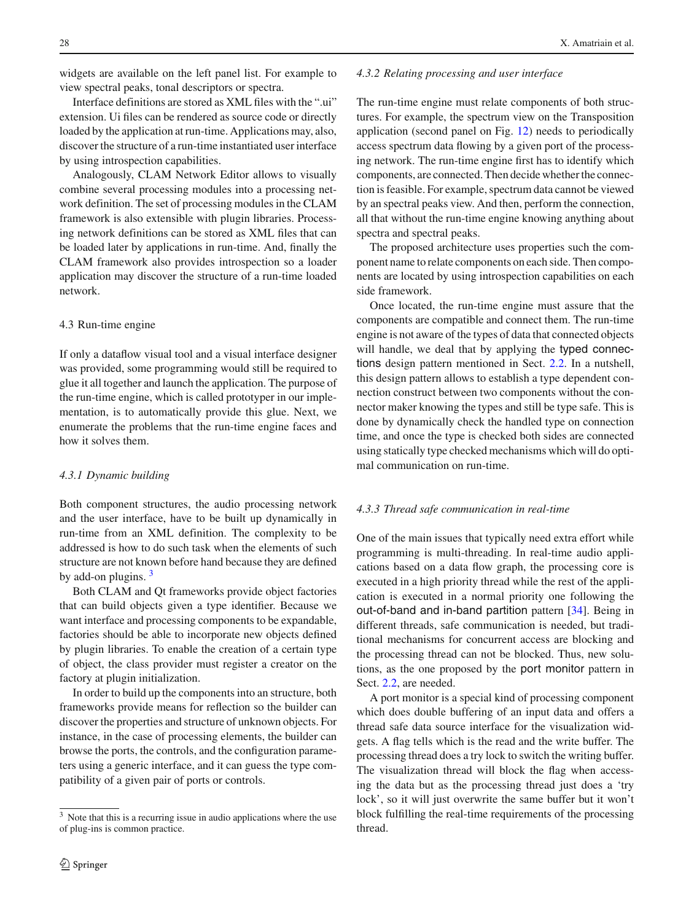widgets are available on the left panel list. For example to view spectral peaks, tonal descriptors or spectra.

Interface definitions are stored as XML files with the ".ui" extension. Ui files can be rendered as source code or directly loaded by the application at run-time. Applications may, also, discover the structure of a run-time instantiated user interface by using introspection capabilities.

Analogously, CLAM Network Editor allows to visually combine several processing modules into a processing network definition. The set of processing modules in the CLAM framework is also extensible with plugin libraries. Processing network definitions can be stored as XML files that can be loaded later by applications in run-time. And, finally the CLAM framework also provides introspection so a loader application may discover the structure of a run-time loaded network.

### 4.3 Run-time engine

If only a dataflow visual tool and a visual interface designer was provided, some programming would still be required to glue it all together and launch the application. The purpose of the run-time engine, which is called prototyper in our implementation, is to automatically provide this glue. Next, we enumerate the problems that the run-time engine faces and how it solves them.

#### *4.3.1 Dynamic building*

Both component structures, the audio processing network and the user interface, have to be built up dynamically in run-time from an XML definition. The complexity to be addressed is how to do such task when the elements of such structure are not known before hand because they are defined by add-on plugins. [3]

Both CLAM and Qt frameworks provide object factories that can build objects given a type identifier. Because we want interface and processing components to be expandable, factories should be able to incorporate new objects defined by plugin libraries. To enable the creation of a certain type of object, the class provider must register a creator on the factory at plugin initialization.

In order to build up the components into an structure, both frameworks provide means for reflection so the builder can discover the properties and structure of unknown objects. For instance, in the case of processing elements, the builder can browse the ports, the controls, and the configuration parameters using a generic interface, and it can guess the type compatibility of a given pair of ports or controls.

[3] Note that this is a recurring issue in audio applications where the use of plug-ins is common practice.

#### *4.3.2 Relating processing and user interface*

The run-time engine must relate components of both structures. For example, the spectrum view on the Transposition application (second panel on Fig. 12) needs to periodically access spectrum data flowing by a given port of the processing network. The run-time engine first has to identify which components, are connected. Then decide whether the connection is feasible. For example, spectrum data cannot be viewed by an spectral peaks view. And then, perform the connection, all that without the run-time engine knowing anything about spectra and spectral peaks.

The proposed architecture uses properties such the component name to relate components on each side. Then components are located by using introspection capabilities on each side framework.

Once located, the run-time engine must assure that the components are compatible and connect them. The run-time engine is not aware of the types of data that connected objects will handle, we deal that by applying the typed connections design pattern mentioned in Sect. 2.2. In a nutshell, this design pattern allows to establish a type dependent connection construct between two components without the connector maker knowing the types and still be type safe. This is done by dynamically check the handled type on connection time, and once the type is checked both sides are connected using statically type checked mechanisms which will do optimal communication on run-time.

#### *4.3.3 Thread safe communication in real-time*

One of the main issues that typically need extra effort while programming is multi-threading. In real-time audio applications based on a data flow graph, the processing core is executed in a high priority thread while the rest of the application is executed in a normal priority one following the out-of-band and in-band partition pattern [34]. Being in different threads, safe communication is needed, but traditional mechanisms for concurrent access are blocking and the processing thread can not be blocked. Thus, new solutions, as the one proposed by the port monitor pattern in Sect. 2.2, are needed.

A port monitor is a special kind of processing component which does double buffering of an input data and offers a thread safe data source interface for the visualization widgets. A flag tells which is the read and the write buffer. The processing thread does a try lock to switch the writing buffer. The visualization thread will block the flag when accessing the data but as the processing thread just does a 'try lock', so it will just overwrite the same buffer but it won't block fulfilling the real-time requirements of the processing thread.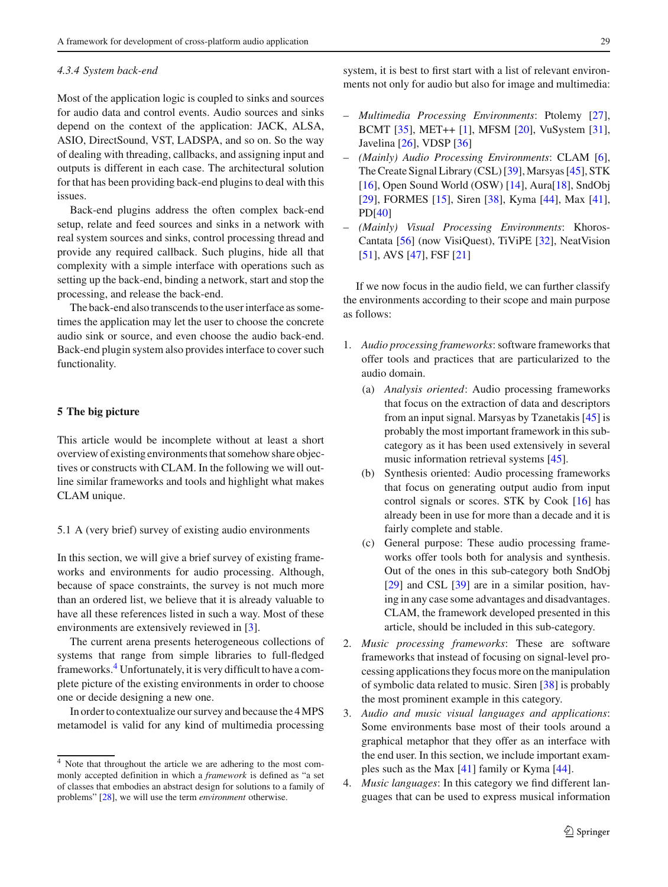#### 4.3.4 System back-end

Most of the application logic is coupled to sinks and sources for audio data and control events. Audio sources and sinks depend on the context of the application: JACK, ALSA, ASIO, DirectSound, VST, LADSPA, and so on. So the way of dealing with threading, callbacks, and assigning input and outputs is different in each case. The architectural solution for that has been providing back-end plugins to deal with this issues.

Back-end plugins address the often complex back-end setup, relate and feed sources and sinks in a network with real system sources and sinks, control processing thread and provide any required callback. Such plugins, hide all that complexity with a simple interface with operations such as setting up the back-end, binding a network, start and stop the processing, and release the back-end.

The back-end also transcends to the user interface as sometimes the application may let the user to choose the concrete audio sink or source, and even choose the audio back-end. Back-end plugin system also provides interface to cover such functionality.

## 5 The big picture

This article would be incomplete without at least a short overview of existing environments that somehow share objectives or constructs with CLAM. In the following we will outline similar frameworks and tools and highlight what makes CLAM unique.

### 5.1 A (very brief) survey of existing audio environments

In this section, we will give a brief survey of existing frameworks and environments for audio processing. Although, because of space constraints, the survey is not much more than an ordered list, we believe that it is already valuable to have all these references listed in such a way. Most of these environments are extensively reviewed in [3].

The current arena presents heterogeneous collections of systems that range from simple libraries to full-fledged frameworks.[4] Unfortunately, it is very difficult to have a complete picture of the existing environments in order to choose one or decide designing a new one.

In order to contextualize our survey and because the 4MPS metamodel is valid for any kind of multimedia processing system, it is best to first start with a list of relevant environments not only for audio but also for image and multimedia:

- *Multimedia Processing Environments*: Ptolemy [27], BCMT [35], MET++ [1], MFSM [20], VuSystem [31], Javelina [26], VDSP [36]
- *(Mainly) Audio Processing Environments*: CLAM [6], The Create Signal Library (CSL) [39], Marsyas [45], STK [16], Open Sound World (OSW) [14], Aura[18], SndObj [29], FORMES [15], Siren [38], Kyma [44], Max [41], PD[40]
- *(Mainly) Visual Processing Environments*: Khoros-Cantata [56] (now VisiQuest), TiViPE [32], NeatVision [51], AVS [47], FSF [21]

If we now focus in the audio field, we can further classify the environments according to their scope and main purpose as follows:

1. *Audio processing frameworks*: software frameworks that offer tools and practices that are particularized to the audio domain.
   (a) *Analysis oriented*: Audio processing frameworks that focus on the extraction of data and descriptors from an input signal. Marsyas by Tzanetakis [45] is probably the most important framework in this sub-category as it has been used extensively in several music information retrieval systems [45].
   (b) Synthesis oriented: Audio processing frameworks that focus on generating output audio from input control signals or scores. STK by Cook [16] has already been in use for more than a decade and it is fairly complete and stable.
   (c) General purpose: These audio processing frameworks offer tools both for analysis and synthesis. Out of the ones in this sub-category both SndObj [29] and CSL [39] are in a similar position, having in any case some advantages and disadvantages. CLAM, the framework developed presented in this article, should be included in this sub-category.
2. *Music processing frameworks*: These are software frameworks that instead of focusing on signal-level processing applications they focus more on the manipulation of symbolic data related to music. Siren [38] is probably the most prominent example in this category.
3. *Audio and music visual languages and applications*: Some environments base most of their tools around a graphical metaphor that they offer as an interface with the end user. In this section, we include important examples such as the Max [41] family or Kyma [44].
4. *Music languages*: In this category we find different languages that can be used to express musical information

[4] Note that throughout the article we are adhering to the most commonly accepted definition in which a *framework* is defined as "a set of classes that embodies an abstract design for solutions to a family of problems" [28], we will use the term *environment* otherwise.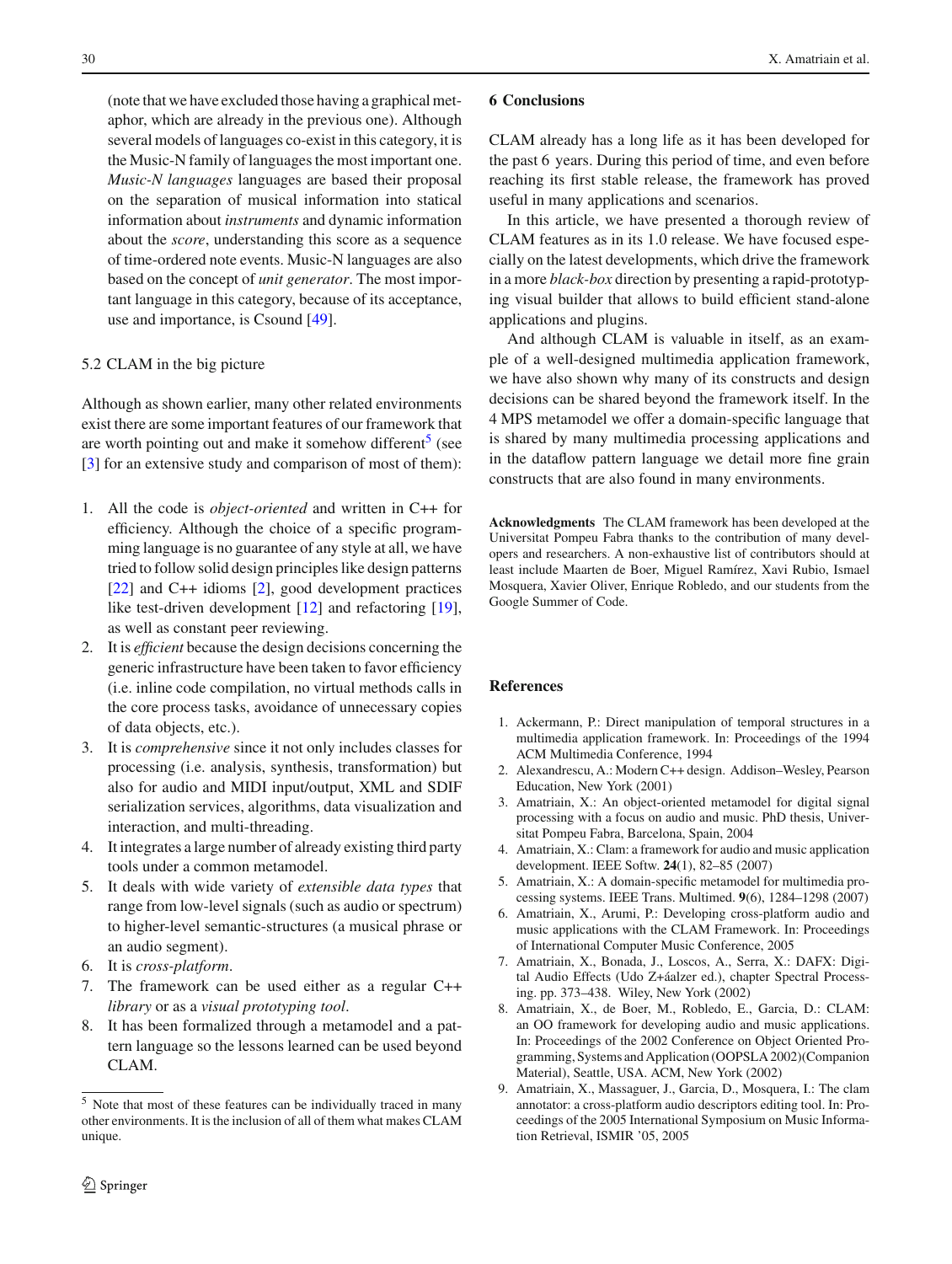(note that we have excluded those having a graphical metaphor, which are already in the previous one). Although several models of languages co-exist in this category, it is the Music-N family of languages the most important one. *Music-N languages* languages are based their proposal on the separation of musical information into statical information about *instruments* and dynamic information about the *score*, understanding this score as a sequence of time-ordered note events. Music-N languages are also based on the concept of *unit generator*. The most important language in this category, because of its acceptance, use and importance, is Csound [49].

### 5.2 CLAM in the big picture

Although as shown earlier, many other related environments exist there are some important features of our framework that are worth pointing out and make it somehow different[5] (see [3] for an extensive study and comparison of most of them):

1. All the code is *object-oriented* and written in C++ for efficiency. Although the choice of a specific programming language is no guarantee of any style at all, we have tried to follow solid design principles like design patterns [22] and C++ idioms [2], good development practices like test-driven development [12] and refactoring [19], as well as constant peer reviewing.
2. It is *efficient* because the design decisions concerning the generic infrastructure have been taken to favor efficiency (i.e. inline code compilation, no virtual methods calls in the core process tasks, avoidance of unnecessary copies of data objects, etc.).
3. It is *comprehensive* since it not only includes classes for processing (i.e. analysis, synthesis, transformation) but also for audio and MIDI input/output, XML and SDIF serialization services, algorithms, data visualization and interaction, and multi-threading.
4. It integrates a large number of already existing third party tools under a common metamodel.
5. It deals with wide variety of *extensible data types* that range from low-level signals (such as audio or spectrum) to higher-level semantic-structures (a musical phrase or an audio segment).
6. It is *cross-platform*.
7. The framework can be used either as a regular C++ *library* or as a *visual prototyping tool*.
8. It has been formalized through a metamodel and a pattern language so the lessons learned can be used beyond CLAM.

[5] Note that most of these features can be individually traced in many other environments. It is the inclusion of all of them what makes CLAM unique.

## 6 Conclusions

CLAM already has a long life as it has been developed for the past 6 years. During this period of time, and even before reaching its first stable release, the framework has proved useful in many applications and scenarios.

In this article, we have presented a thorough review of CLAM features as in its 1.0 release. We have focused especially on the latest developments, which drive the framework in a more *black-box* direction by presenting a rapid-prototyping visual builder that allows to build efficient stand-alone applications and plugins.

And although CLAM is valuable in itself, as an example of a well-designed multimedia application framework, we have also shown why many of its constructs and design decisions can be shared beyond the framework itself. In the 4 MPS metamodel we offer a domain-specific language that is shared by many multimedia processing applications and in the dataflow pattern language we detail more fine grain constructs that are also found in many environments.

**Acknowledgments** The CLAM framework has been developed at the Universitat Pompeu Fabra thanks to the contribution of many developers and researchers. A non-exhaustive list of contributors should at least include Maarten de Boer, Miguel Ramírez, Xavi Rubio, Ismael Mosquera, Xavier Oliver, Enrique Robledo, and our students from the Google Summer of Code.

## References

1. Ackermann, P.: Direct manipulation of temporal structures in a multimedia application framework. In: Proceedings of the 1994 ACM Multimedia Conference, 1994
2. Alexandrescu, A.: Modern C++ design. Addison–Wesley, Pearson Education, New York (2001)
3. Amatriain, X.: An object-oriented metamodel for digital signal processing with a focus on audio and music. PhD thesis, Universitat Pompeu Fabra, Barcelona, Spain, 2004
4. Amatriain, X.: Clam: a framework for audio and music application development. IEEE Softw. **24**(1), 82–85 (2007)
5. Amatriain, X.: A domain-specific metamodel for multimedia processing systems. IEEE Trans. Multimed. **9**(6), 1284–1298 (2007)
6. Amatriain, X., Arumi, P.: Developing cross-platform audio and music applications with the CLAM Framework. In: Proceedings of International Computer Music Conference, 2005
7. Amatriain, X., Bonada, J., Loscos, A., Serra, X.: DAFX: Digital Audio Effects (Udo Z+áalzer ed.), chapter Spectral Processing. pp. 373–438. Wiley, New York (2002)
8. Amatriain, X., de Boer, M., Robledo, E., Garcia, D.: CLAM: an OO framework for developing audio and music applications. In: Proceedings of the 2002 Conference on Object Oriented Programming, Systems and Application (OOPSLA 2002)(Companion Material), Seattle, USA. ACM, New York (2002)
9. Amatriain, X., Massaguer, J., Garcia, D., Mosquera, I.: The clam annotator: a cross-platform audio descriptors editing tool. In: Proceedings of the 2005 International Symposium on Music Information Retrieval, ISMIR '05, 2005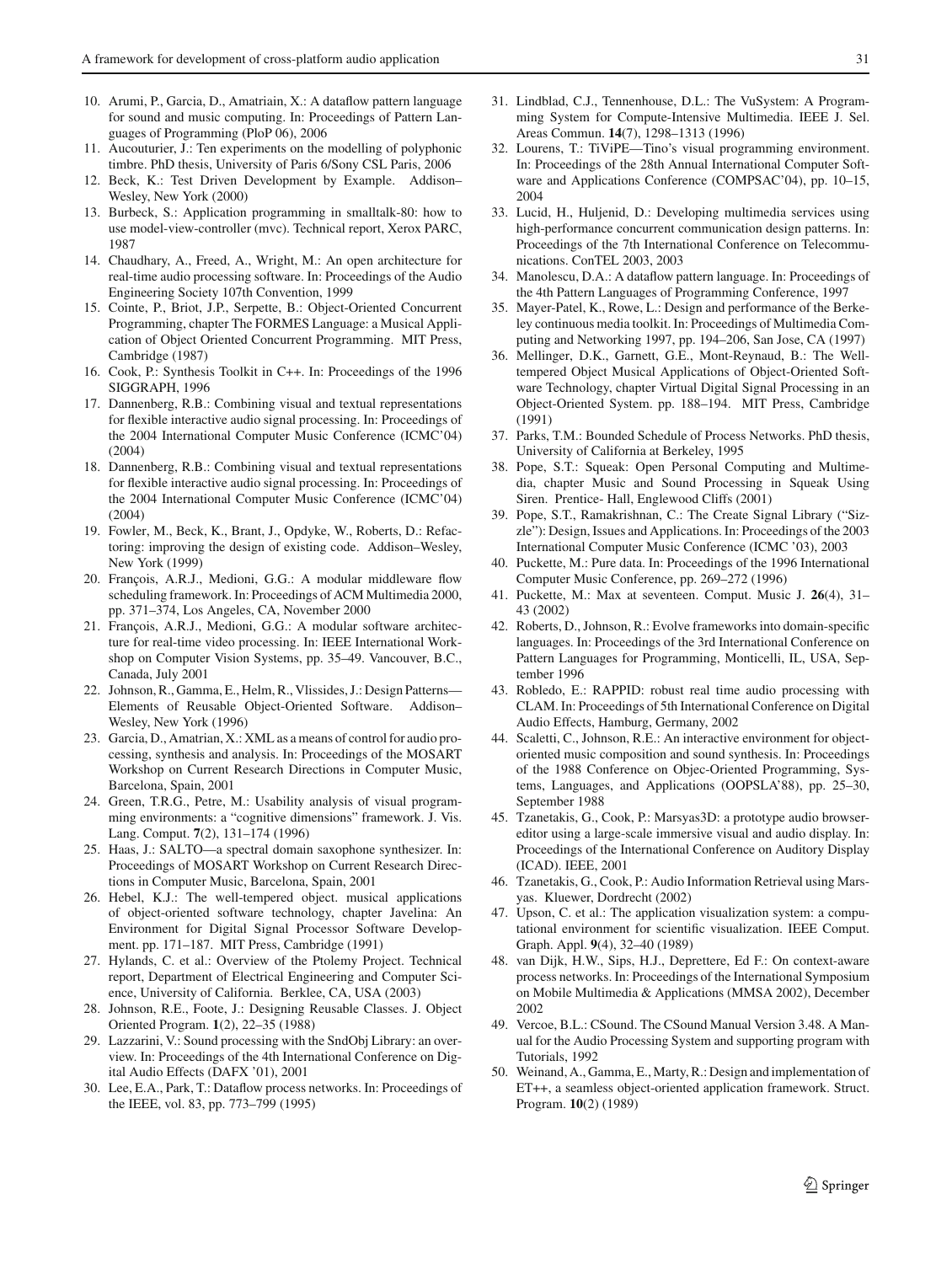10. Arumi, P., Garcia, D., Amatriain, X.: A dataflow pattern language for sound and music computing. In: Proceedings of Pattern Languages of Programming (PloP 06), 2006
11. Aucouturier, J.: Ten experiments on the modelling of polyphonic timbre. PhD thesis, University of Paris 6/Sony CSL Paris, 2006
12. Beck, K.: Test Driven Development by Example. Addison–Wesley, New York (2000)
13. Burbeck, S.: Application programming in smalltalk-80: how to use model-view-controller (mvc). Technical report, Xerox PARC, 1987
14. Chaudhary, A., Freed, A., Wright, M.: An open architecture for real-time audio processing software. In: Proceedings of the Audio Engineering Society 107th Convention, 1999
15. Cointe, P., Briot, J.P., Serpette, B.: Object-Oriented Concurrent Programming, chapter The FORMES Language: a Musical Application of Object Oriented Concurrent Programming. MIT Press, Cambridge (1987)
16. Cook, P.: Synthesis Toolkit in C++. In: Proceedings of the 1996 SIGGRAPH, 1996
17. Dannenberg, R.B.: Combining visual and textual representations for flexible interactive audio signal processing. In: Proceedings of the 2004 International Computer Music Conference (ICMC'04) (2004)
18. Dannenberg, R.B.: Combining visual and textual representations for flexible interactive audio signal processing. In: Proceedings of the 2004 International Computer Music Conference (ICMC'04) (2004)
19. Fowler, M., Beck, K., Brant, J., Opdyke, W., Roberts, D.: Refactoring: improving the design of existing code. Addison–Wesley, New York (1999)
20. François, A.R.J., Medioni, G.G.: A modular middleware flow scheduling framework. In: Proceedings of ACM Multimedia 2000, pp. 371–374, Los Angeles, CA, November 2000
21. François, A.R.J., Medioni, G.G.: A modular software architecture for real-time video processing. In: IEEE International Workshop on Computer Vision Systems, pp. 35–49. Vancouver, B.C., Canada, July 2001
22. Johnson, R., Gamma, E., Helm, R., Vlissides, J.: Design Patterns—Elements of Reusable Object-Oriented Software. Addison–Wesley, New York (1996)
23. Garcia, D., Amatrian, X.: XML as a means of control for audio processing, synthesis and analysis. In: Proceedings of the MOSART Workshop on Current Research Directions in Computer Music, Barcelona, Spain, 2001
24. Green, T.R.G., Petre, M.: Usability analysis of visual programming environments: a "cognitive dimensions" framework. J. Vis. Lang. Comput. **7**(2), 131–174 (1996)
25. Haas, J.: SALTO—a spectral domain saxophone synthesizer. In: Proceedings of MOSART Workshop on Current Research Directions in Computer Music, Barcelona, Spain, 2001
26. Hebel, K.J.: The well-tempered object. musical applications of object-oriented software technology, chapter Javelina: An Environment for Digital Signal Processor Software Development. pp. 171–187. MIT Press, Cambridge (1991)
27. Hylands, C. et al.: Overview of the Ptolemy Project. Technical report, Department of Electrical Engineering and Computer Science, University of California. Berklee, CA, USA (2003)
28. Johnson, R.E., Foote, J.: Designing Reusable Classes. J. Object Oriented Program. **1**(2), 22–35 (1988)
29. Lazzarini, V.: Sound processing with the SndObj Library: an overview. In: Proceedings of the 4th International Conference on Digital Audio Effects (DAFX '01), 2001
30. Lee, E.A., Park, T.: Dataflow process networks. In: Proceedings of the IEEE, vol. 83, pp. 773–799 (1995)
31. Lindblad, C.J., Tennenhouse, D.L.: The VuSystem: A Programming System for Compute-Intensive Multimedia. IEEE J. Sel. Areas Commun. **14**(7), 1298–1313 (1996)
32. Lourens, T.: TiViPE—Tino's visual programming environment. In: Proceedings of the 28th Annual International Computer Software and Applications Conference (COMPSAC'04), pp. 10–15, 2004
33. Lucid, H., Huljenid, D.: Developing multimedia services using high-performance concurrent communication design patterns. In: Proceedings of the 7th International Conference on Telecommunications. ConTEL 2003, 2003
34. Manolescu, D.A.: A dataflow pattern language. In: Proceedings of the 4th Pattern Languages of Programming Conference, 1997
35. Mayer-Patel, K., Rowe, L.: Design and performance of the Berkeley continuous media toolkit. In: Proceedings of Multimedia Computing and Networking 1997, pp. 194–206, San Jose, CA (1997)
36. Mellinger, D.K., Garnett, G.E., Mont-Reynaud, B.: The Well-tempered Object Musical Applications of Object-Oriented Software Technology, chapter Virtual Digital Signal Processing in an Object-Oriented System. pp. 188–194. MIT Press, Cambridge (1991)
37. Parks, T.M.: Bounded Schedule of Process Networks. PhD thesis, University of California at Berkeley, 1995
38. Pope, S.T.: Squeak: Open Personal Computing and Multimedia, chapter Music and Sound Processing in Squeak Using Siren. Prentice- Hall, Englewood Cliffs (2001)
39. Pope, S.T., Ramakrishnan, C.: The Create Signal Library ("Sizzle"): Design, Issues and Applications. In: Proceedings of the 2003 International Computer Music Conference (ICMC '03), 2003
40. Puckette, M.: Pure data. In: Proceedings of the 1996 International Computer Music Conference, pp. 269–272 (1996)
41. Puckette, M.: Max at seventeen. Comput. Music J. **26**(4), 31–43 (2002)
42. Roberts, D., Johnson, R.: Evolve frameworks into domain-specific languages. In: Proceedings of the 3rd International Conference on Pattern Languages for Programming, Monticelli, IL, USA, September 1996
43. Robledo, E.: RAPPID: robust real time audio processing with CLAM. In: Proceedings of 5th International Conference on Digital Audio Effects, Hamburg, Germany, 2002
44. Scaletti, C., Johnson, R.E.: An interactive environment for object-oriented music composition and sound synthesis. In: Proceedings of the 1988 Conference on Objec-Oriented Programming, Systems, Languages, and Applications (OOPSLA'88), pp. 25–30, September 1988
45. Tzanetakis, G., Cook, P.: Marsyas3D: a prototype audio browser-editor using a large-scale immersive visual and audio display. In: Proceedings of the International Conference on Auditory Display (ICAD). IEEE, 2001
46. Tzanetakis, G., Cook, P.: Audio Information Retrieval using Marsyas. Kluewer, Dordrecht (2002)
47. Upson, C. et al.: The application visualization system: a computational environment for scientific visualization. IEEE Comput. Graph. Appl. **9**(4), 32–40 (1989)
48. van Dijk, H.W., Sips, H.J., Deprettere, Ed F.: On context-aware process networks. In: Proceedings of the International Symposium on Mobile Multimedia & Applications (MMSA 2002), December 2002
49. Vercoe, B.L.: CSound. The CSound Manual Version 3.48. A Manual for the Audio Processing System and supporting program with Tutorials, 1992
50. Weinand, A., Gamma, E., Marty, R.: Design and implementation of ET++, a seamless object-oriented application framework. Struct. Program. **10**(2) (1989)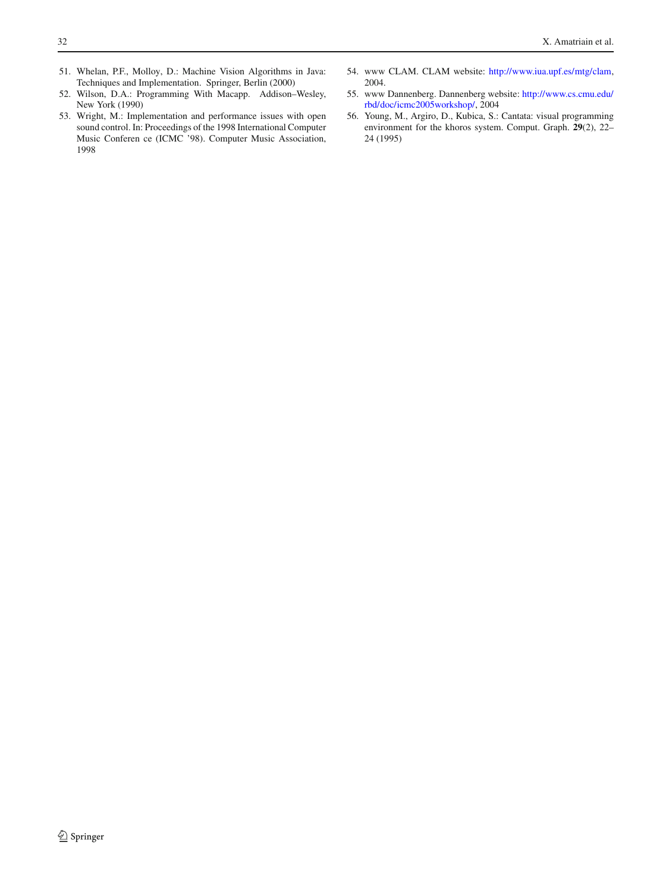51. Whelan, P.F., Molloy, D.: Machine Vision Algorithms in Java: Techniques and Implementation. Springer, Berlin (2000)
52. Wilson, D.A.: Programming With Macapp. Addison–Wesley, New York (1990)
53. Wright, M.: Implementation and performance issues with open sound control. In: Proceedings of the 1998 International Computer Music Conferen ce (ICMC '98). Computer Music Association, 1998
54. www CLAM. CLAM website: http://www.iua.upf.es/mtg/clam, 2004.
55. www Dannenberg. Dannenberg website: http://www.cs.cmu.edu/rbd/doc/icmc2005workshop/, 2004
56. Young, M., Argiro, D., Kubica, S.: Cantata: visual programming environment for the khoros system. Comput. Graph. **29**(2), 22–24 (1995)